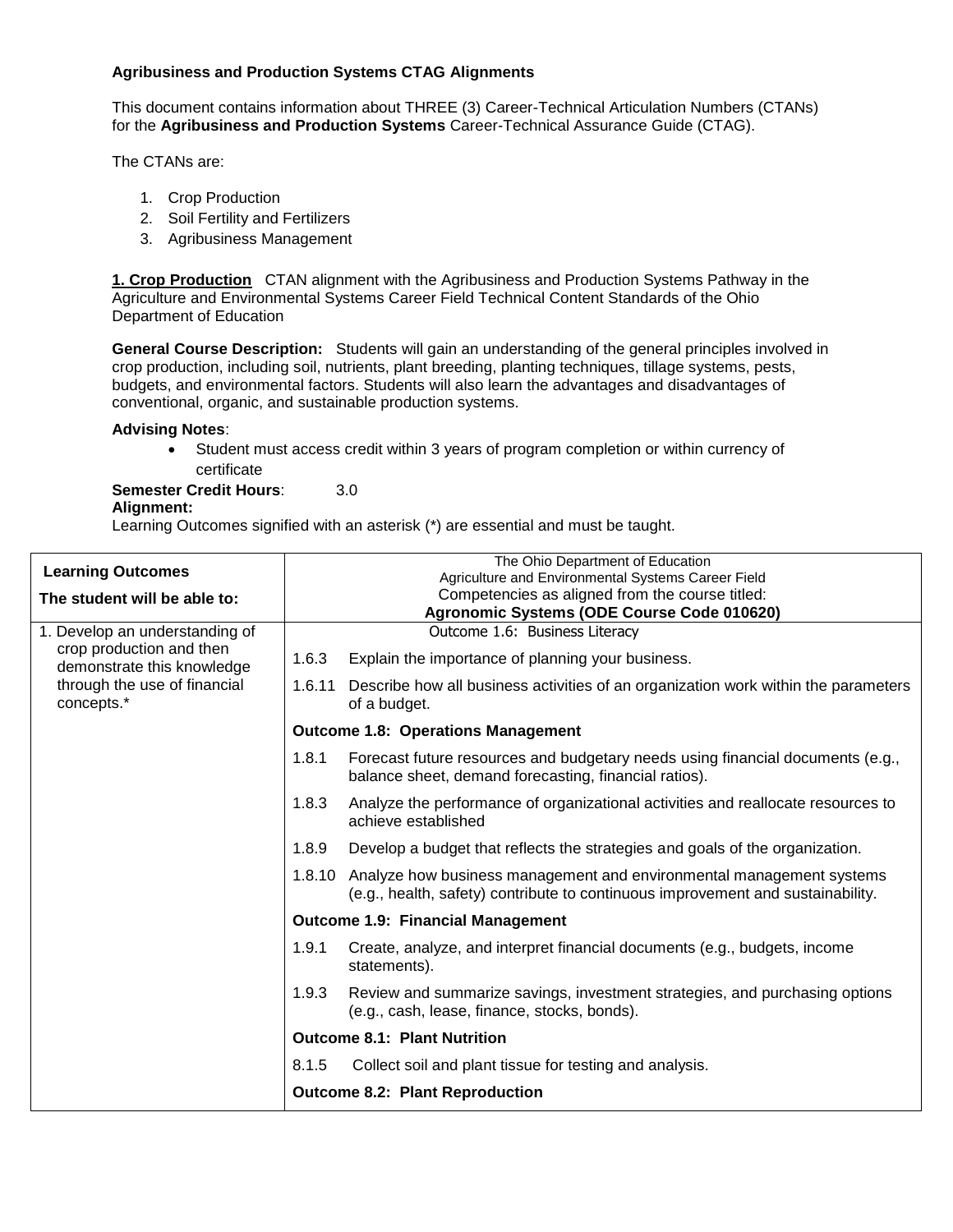**Agribusiness and Production Systems CTAG Alignments**

This document contains information about THREE (3) Career-Technical Articulation Numbers (CTANs) for the **Agribusiness and Production Systems** Career-Technical Assurance Guide (CTAG).

The CTANs are:

1. Crop Production
2. Soil Fertility and Fertilizers
3. Agribusiness Management

**1. Crop Production** CTAN alignment with the Agribusiness and Production Systems Pathway in the Agriculture and Environmental Systems Career Field Technical Content Standards of the Ohio Department of Education

**General Course Description:** Students will gain an understanding of the general principles involved in crop production, including soil, nutrients, plant breeding, planting techniques, tillage systems, pests, budgets, and environmental factors. Students will also learn the advantages and disadvantages of conventional, organic, and sustainable production systems.

**Advising Notes**:

- Student must access credit within 3 years of program completion or within currency of certificate

**Semester Credit Hours**: 3.0

**Alignment:**

Learning Outcomes signified with an asterisk (*) are essential and must be taught.

| **Learning Outcomes** <br> **The student will be able to:** | The Ohio Department of Education <br> Agriculture and Environmental Systems Career Field <br> Competencies as aligned from the course titled: <br> **Agronomic Systems (ODE Course Code 010620)** |
|---|---|
| 1. Develop an understanding of crop production and then demonstrate this knowledge through the use of financial concepts.* | Outcome 1.6: Business Literacy |
| | 1.6.3 Explain the importance of planning your business. |
| | 1.6.11 Describe how all business activities of an organization work within the parameters of a budget. |
| | **Outcome 1.8: Operations Management** |
| | 1.8.1 Forecast future resources and budgetary needs using financial documents (e.g., balance sheet, demand forecasting, financial ratios). |
| | 1.8.3 Analyze the performance of organizational activities and reallocate resources to achieve established |
| | 1.8.9 Develop a budget that reflects the strategies and goals of the organization. |
| | 1.8.10 Analyze how business management and environmental management systems (e.g., health, safety) contribute to continuous improvement and sustainability. |
| | **Outcome 1.9: Financial Management** |
| | 1.9.1 Create, analyze, and interpret financial documents (e.g., budgets, income statements). |
| | 1.9.3 Review and summarize savings, investment strategies, and purchasing options (e.g., cash, lease, finance, stocks, bonds). |
| | **Outcome 8.1: Plant Nutrition** |
| | 8.1.5 Collect soil and plant tissue for testing and analysis. |
| | **Outcome 8.2: Plant Reproduction** |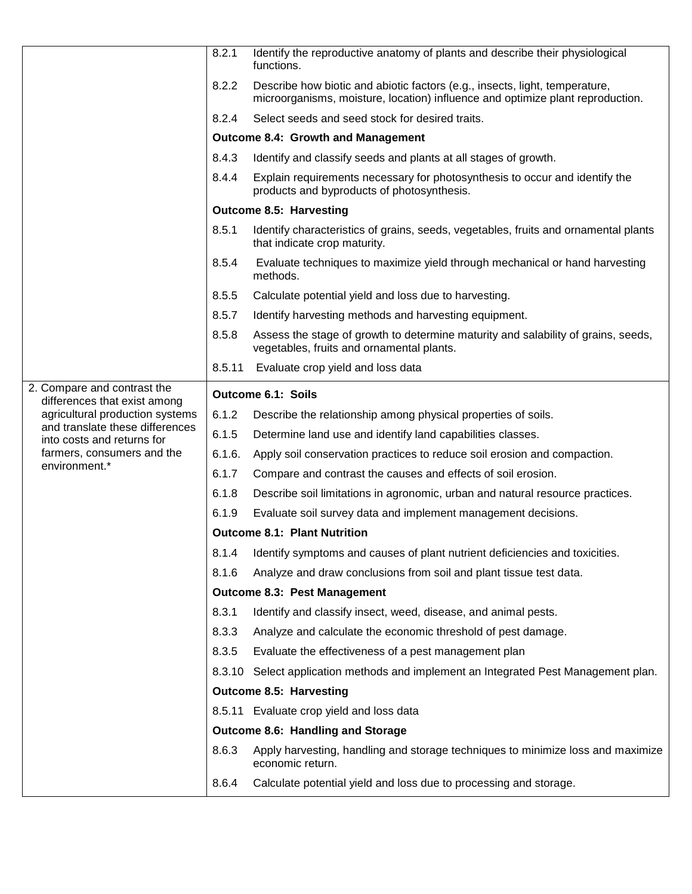| | |
|---|---|
| | 8.2.1 Identify the reproductive anatomy of plants and describe their physiological functions. |
| | 8.2.2 Describe how biotic and abiotic factors (e.g., insects, light, temperature, microorganisms, moisture, location) influence and optimize plant reproduction. |
| | 8.2.4 Select seeds and seed stock for desired traits. |
| | **Outcome 8.4: Growth and Management** |
| | 8.4.3 Identify and classify seeds and plants at all stages of growth. |
| | 8.4.4 Explain requirements necessary for photosynthesis to occur and identify the products and byproducts of photosynthesis. |
| | **Outcome 8.5: Harvesting** |
| | 8.5.1 Identify characteristics of grains, seeds, vegetables, fruits and ornamental plants that indicate crop maturity. |
| | 8.5.4 Evaluate techniques to maximize yield through mechanical or hand harvesting methods. |
| | 8.5.5 Calculate potential yield and loss due to harvesting. |
| | 8.5.7 Identify harvesting methods and harvesting equipment. |
| | 8.5.8 Assess the stage of growth to determine maturity and salability of grains, seeds, vegetables, fruits and ornamental plants. |
| | 8.5.11 Evaluate crop yield and loss data |
| 2. Compare and contrast the differences that exist among agricultural production systems and translate these differences into costs and returns for farmers, consumers and the environment.* | **Outcome 6.1: Soils** |
| | 6.1.2 Describe the relationship among physical properties of soils. |
| | 6.1.5 Determine land use and identify land capabilities classes. |
| | 6.1.6. Apply soil conservation practices to reduce soil erosion and compaction. |
| | 6.1.7 Compare and contrast the causes and effects of soil erosion. |
| | 6.1.8 Describe soil limitations in agronomic, urban and natural resource practices. |
| | 6.1.9 Evaluate soil survey data and implement management decisions. |
| | **Outcome 8.1: Plant Nutrition** |
| | 8.1.4 Identify symptoms and causes of plant nutrient deficiencies and toxicities. |
| | 8.1.6 Analyze and draw conclusions from soil and plant tissue test data. |
| | **Outcome 8.3: Pest Management** |
| | 8.3.1 Identify and classify insect, weed, disease, and animal pests. |
| | 8.3.3 Analyze and calculate the economic threshold of pest damage. |
| | 8.3.5 Evaluate the effectiveness of a pest management plan |
| | 8.3.10 Select application methods and implement an Integrated Pest Management plan. |
| | **Outcome 8.5: Harvesting** |
| | 8.5.11 Evaluate crop yield and loss data |
| | **Outcome 8.6: Handling and Storage** |
| | 8.6.3 Apply harvesting, handling and storage techniques to minimize loss and maximize economic return. |
| | 8.6.4 Calculate potential yield and loss due to processing and storage. |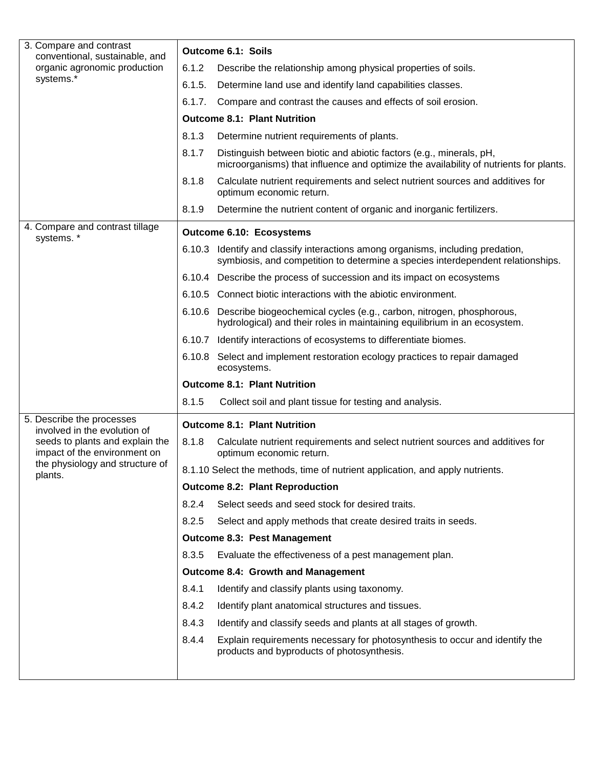| | |
|---|---|
| 3. Compare and contrast conventional, sustainable, and organic agronomic production systems.* | **Outcome 6.1: Soils** |
| | 6.1.2 Describe the relationship among physical properties of soils. |
| | 6.1.5. Determine land use and identify land capabilities classes. |
| | 6.1.7. Compare and contrast the causes and effects of soil erosion. |
| | **Outcome 8.1: Plant Nutrition** |
| | 8.1.3 Determine nutrient requirements of plants. |
| | 8.1.7 Distinguish between biotic and abiotic factors (e.g., minerals, pH, microorganisms) that influence and optimize the availability of nutrients for plants. |
| | 8.1.8 Calculate nutrient requirements and select nutrient sources and additives for optimum economic return. |
| | 8.1.9 Determine the nutrient content of organic and inorganic fertilizers. |
| 4. Compare and contrast tillage systems. * | **Outcome 6.10: Ecosystems** |
| | 6.10.3 Identify and classify interactions among organisms, including predation, symbiosis, and competition to determine a species interdependent relationships. |
| | 6.10.4 Describe the process of succession and its impact on ecosystems |
| | 6.10.5 Connect biotic interactions with the abiotic environment. |
| | 6.10.6 Describe biogeochemical cycles (e.g., carbon, nitrogen, phosphorous, hydrological) and their roles in maintaining equilibrium in an ecosystem. |
| | 6.10.7 Identify interactions of ecosystems to differentiate biomes. |
| | 6.10.8 Select and implement restoration ecology practices to repair damaged ecosystems. |
| | **Outcome 8.1: Plant Nutrition** |
| | 8.1.5 Collect soil and plant tissue for testing and analysis. |
| 5. Describe the processes involved in the evolution of seeds to plants and explain the impact of the environment on the physiology and structure of plants. | **Outcome 8.1: Plant Nutrition** |
| | 8.1.8 Calculate nutrient requirements and select nutrient sources and additives for optimum economic return. |
| | 8.1.10 Select the methods, time of nutrient application, and apply nutrients. |
| | **Outcome 8.2: Plant Reproduction** |
| | 8.2.4 Select seeds and seed stock for desired traits. |
| | 8.2.5 Select and apply methods that create desired traits in seeds. |
| | **Outcome 8.3: Pest Management** |
| | 8.3.5 Evaluate the effectiveness of a pest management plan. |
| | **Outcome 8.4: Growth and Management** |
| | 8.4.1 Identify and classify plants using taxonomy. |
| | 8.4.2 Identify plant anatomical structures and tissues. |
| | 8.4.3 Identify and classify seeds and plants at all stages of growth. |
| | 8.4.4 Explain requirements necessary for photosynthesis to occur and identify the products and byproducts of photosynthesis. |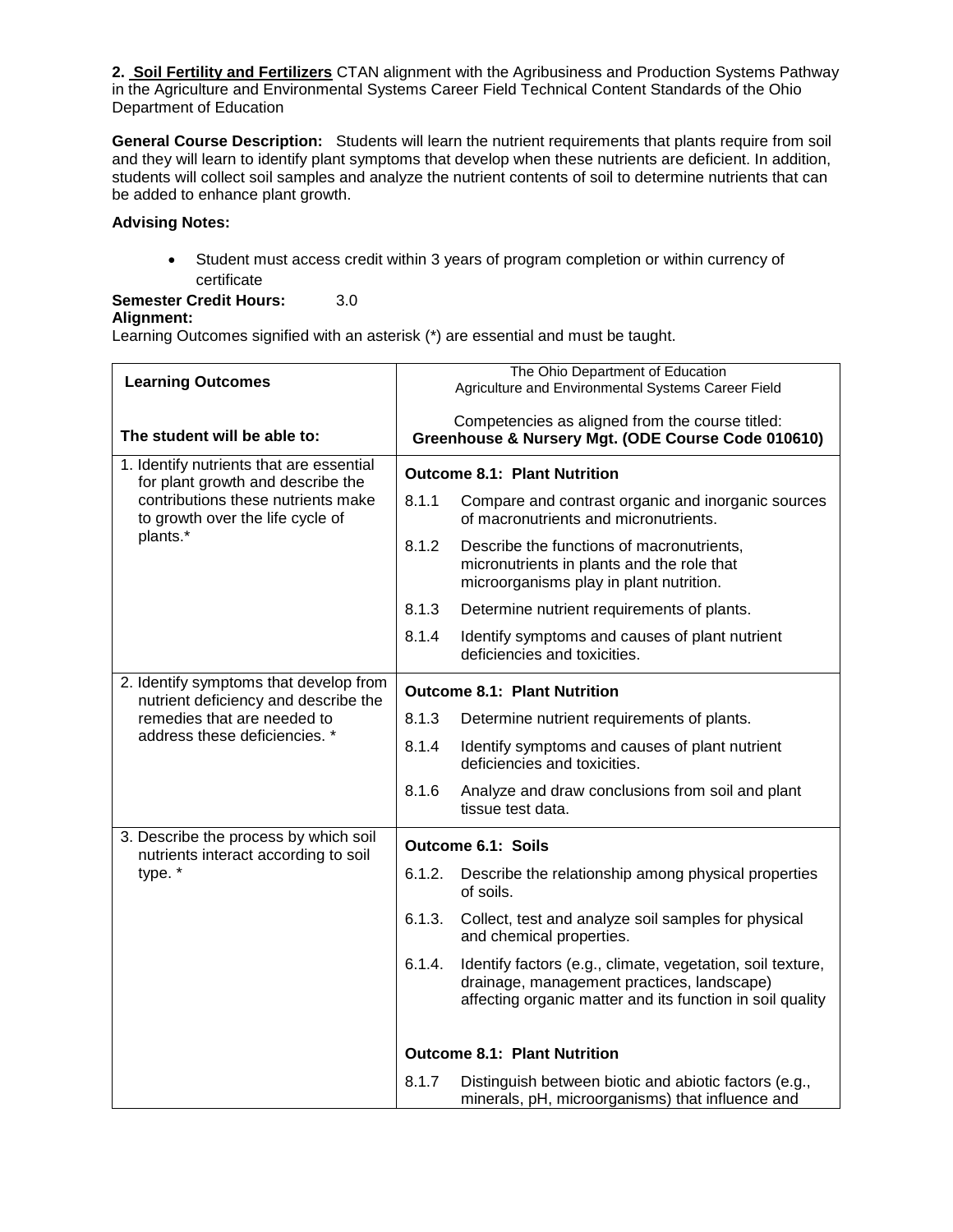**2. Soil Fertility and Fertilizers** CTAN alignment with the Agribusiness and Production Systems Pathway in the Agriculture and Environmental Systems Career Field Technical Content Standards of the Ohio Department of Education

**General Course Description:** Students will learn the nutrient requirements that plants require from soil and they will learn to identify plant symptoms that develop when these nutrients are deficient. In addition, students will collect soil samples and analyze the nutrient contents of soil to determine nutrients that can be added to enhance plant growth.

**Advising Notes:**

- Student must access credit within 3 years of program completion or within currency of certificate

**Semester Credit Hours:** 3.0

**Alignment:**

Learning Outcomes signified with an asterisk (*) are essential and must be taught.

| **Learning Outcomes**<br><br>**The student will be able to:** | The Ohio Department of Education<br>Agriculture and Environmental Systems Career Field<br><br>Competencies as aligned from the course titled:<br>**Greenhouse & Nursery Mgt. (ODE Course Code 010610)** | |
|---|---|---|
| 1. Identify nutrients that are essential for plant growth and describe the contributions these nutrients make to growth over the life cycle of plants.* | **Outcome 8.1: Plant Nutrition** | |
| | 8.1.1 | Compare and contrast organic and inorganic sources of macronutrients and micronutrients. |
| | 8.1.2 | Describe the functions of macronutrients, micronutrients in plants and the role that microorganisms play in plant nutrition. |
| | 8.1.3 | Determine nutrient requirements of plants. |
| | 8.1.4 | Identify symptoms and causes of plant nutrient deficiencies and toxicities. |
| 2. Identify symptoms that develop from nutrient deficiency and describe the remedies that are needed to address these deficiencies. * | **Outcome 8.1: Plant Nutrition** | |
| | 8.1.3 | Determine nutrient requirements of plants. |
| | 8.1.4 | Identify symptoms and causes of plant nutrient deficiencies and toxicities. |
| | 8.1.6 | Analyze and draw conclusions from soil and plant tissue test data. |
| 3. Describe the process by which soil nutrients interact according to soil type. * | **Outcome 6.1: Soils** | |
| | 6.1.2. | Describe the relationship among physical properties of soils. |
| | 6.1.3. | Collect, test and analyze soil samples for physical and chemical properties. |
| | 6.1.4. | Identify factors (e.g., climate, vegetation, soil texture, drainage, management practices, landscape) affecting organic matter and its function in soil quality |
| | **Outcome 8.1: Plant Nutrition** | |
| | 8.1.7 | Distinguish between biotic and abiotic factors (e.g., minerals, pH, microorganisms) that influence and |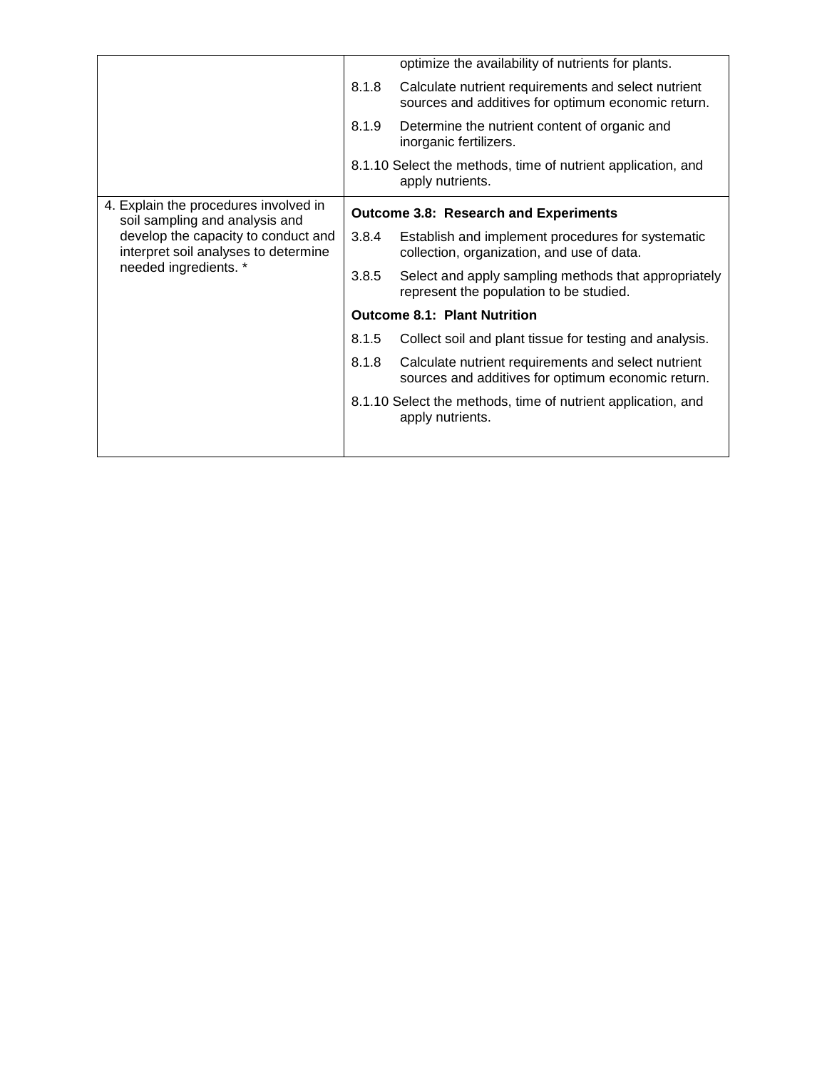| | |
|---|---|
| | optimize the availability of nutrients for plants.<br>8.1.8 Calculate nutrient requirements and select nutrient sources and additives for optimum economic return.<br>8.1.9 Determine the nutrient content of organic and inorganic fertilizers.<br>8.1.10 Select the methods, time of nutrient application, and apply nutrients. |
| 4. Explain the procedures involved in soil sampling and analysis and develop the capacity to conduct and interpret soil analyses to determine needed ingredients. * | **Outcome 3.8: Research and Experiments**<br>3.8.4 Establish and implement procedures for systematic collection, organization, and use of data.<br>3.8.5 Select and apply sampling methods that appropriately represent the population to be studied.<br>**Outcome 8.1: Plant Nutrition**<br>8.1.5 Collect soil and plant tissue for testing and analysis.<br>8.1.8 Calculate nutrient requirements and select nutrient sources and additives for optimum economic return.<br>8.1.10 Select the methods, time of nutrient application, and apply nutrients. |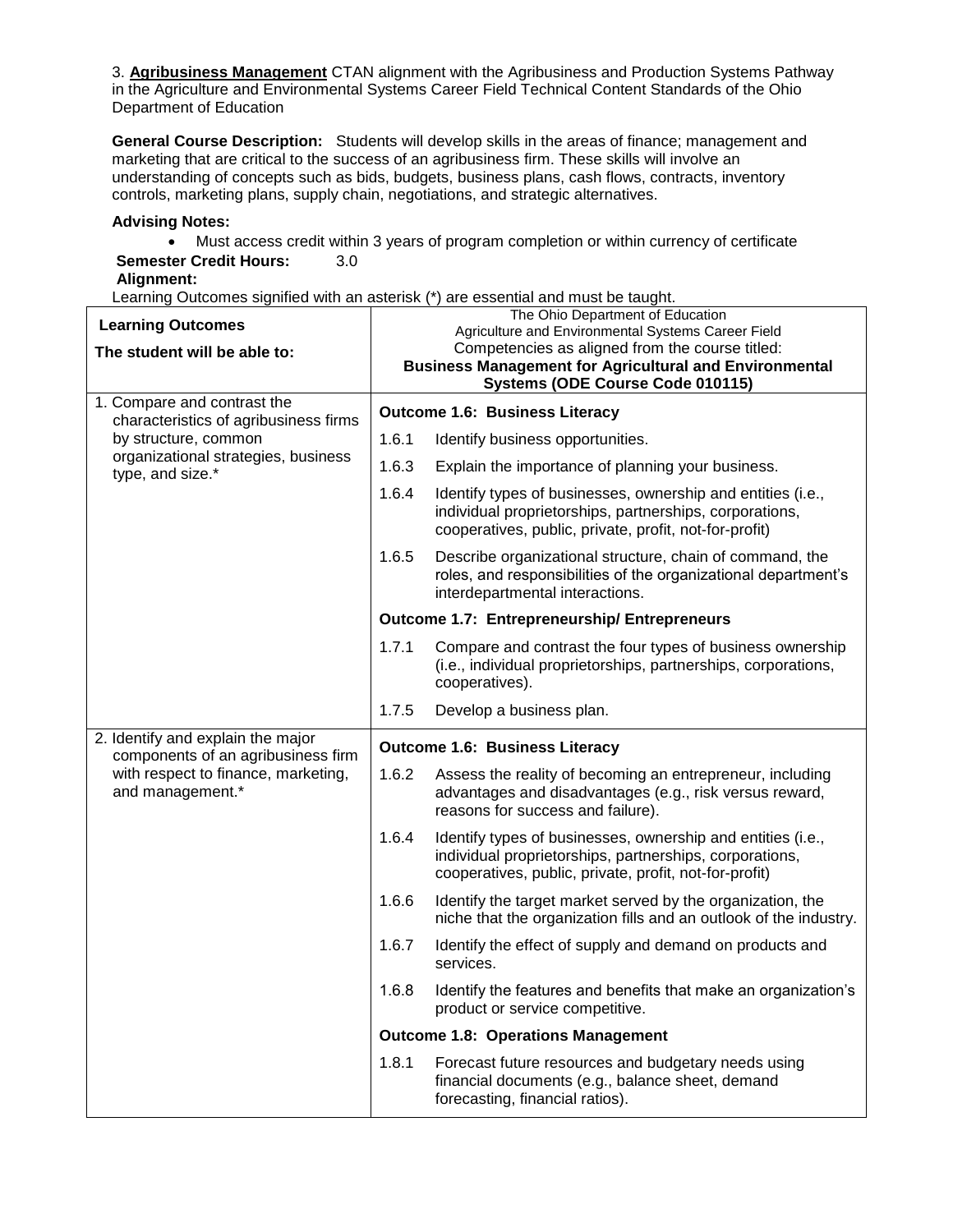3. **Agribusiness Management** CTAN alignment with the Agribusiness and Production Systems Pathway in the Agriculture and Environmental Systems Career Field Technical Content Standards of the Ohio Department of Education

**General Course Description:** Students will develop skills in the areas of finance; management and marketing that are critical to the success of an agribusiness firm. These skills will involve an understanding of concepts such as bids, budgets, business plans, cash flows, contracts, inventory controls, marketing plans, supply chain, negotiations, and strategic alternatives.

**Advising Notes:**

- Must access credit within 3 years of program completion or within currency of certificate

**Semester Credit Hours:** 3.0

**Alignment:**

Learning Outcomes signified with an asterisk (*) are essential and must be taught.

| **Learning Outcomes**<br>**The student will be able to:** | The Ohio Department of Education<br>Agriculture and Environmental Systems Career Field<br>Competencies as aligned from the course titled:<br>**Business Management for Agricultural and Environmental Systems (ODE Course Code 010115)** | |
|---|---|---|
| 1. Compare and contrast the characteristics of agribusiness firms by structure, common organizational strategies, business type, and size.* | **Outcome 1.6: Business Literacy** | |
| | 1.6.1 | Identify business opportunities. |
| | 1.6.3 | Explain the importance of planning your business. |
| | 1.6.4 | Identify types of businesses, ownership and entities (i.e., individual proprietorships, partnerships, corporations, cooperatives, public, private, profit, not-for-profit) |
| | 1.6.5 | Describe organizational structure, chain of command, the roles, and responsibilities of the organizational department's interdepartmental interactions. |
| | **Outcome 1.7: Entrepreneurship/ Entrepreneurs** | |
| | 1.7.1 | Compare and contrast the four types of business ownership (i.e., individual proprietorships, partnerships, corporations, cooperatives). |
| | 1.7.5 | Develop a business plan. |
| 2. Identify and explain the major components of an agribusiness firm with respect to finance, marketing, and management.* | **Outcome 1.6: Business Literacy** | |
| | 1.6.2 | Assess the reality of becoming an entrepreneur, including advantages and disadvantages (e.g., risk versus reward, reasons for success and failure). |
| | 1.6.4 | Identify types of businesses, ownership and entities (i.e., individual proprietorships, partnerships, corporations, cooperatives, public, private, profit, not-for-profit) |
| | 1.6.6 | Identify the target market served by the organization, the niche that the organization fills and an outlook of the industry. |
| | 1.6.7 | Identify the effect of supply and demand on products and services. |
| | 1.6.8 | Identify the features and benefits that make an organization's product or service competitive. |
| | **Outcome 1.8: Operations Management** | |
| | 1.8.1 | Forecast future resources and budgetary needs using financial documents (e.g., balance sheet, demand forecasting, financial ratios). |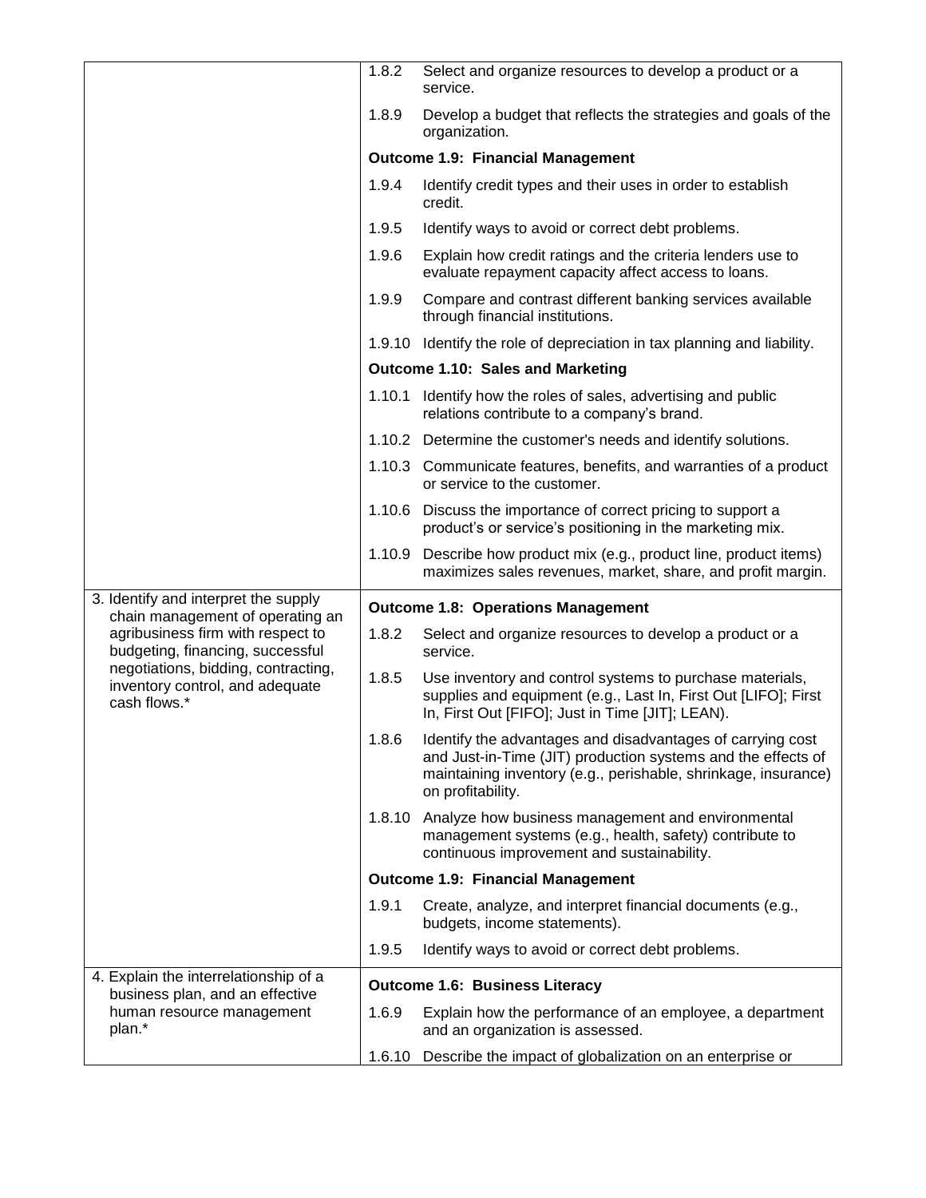| | |
|---|---|
| | 1.8.2 Select and organize resources to develop a product or a service. |
| | 1.8.9 Develop a budget that reflects the strategies and goals of the organization. |
| | **Outcome 1.9: Financial Management** |
| | 1.9.4 Identify credit types and their uses in order to establish credit. |
| | 1.9.5 Identify ways to avoid or correct debt problems. |
| | 1.9.6 Explain how credit ratings and the criteria lenders use to evaluate repayment capacity affect access to loans. |
| | 1.9.9 Compare and contrast different banking services available through financial institutions. |
| | 1.9.10 Identify the role of depreciation in tax planning and liability. |
| | **Outcome 1.10: Sales and Marketing** |
| | 1.10.1 Identify how the roles of sales, advertising and public relations contribute to a company's brand. |
| | 1.10.2 Determine the customer's needs and identify solutions. |
| | 1.10.3 Communicate features, benefits, and warranties of a product or service to the customer. |
| | 1.10.6 Discuss the importance of correct pricing to support a product's or service's positioning in the marketing mix. |
| | 1.10.9 Describe how product mix (e.g., product line, product items) maximizes sales revenues, market, share, and profit margin. |
| 3. Identify and interpret the supply chain management of operating an agribusiness firm with respect to budgeting, financing, successful negotiations, bidding, contracting, inventory control, and adequate cash flows.* | **Outcome 1.8: Operations Management** |
| | 1.8.2 Select and organize resources to develop a product or a service. |
| | 1.8.5 Use inventory and control systems to purchase materials, supplies and equipment (e.g., Last In, First Out [LIFO]; First In, First Out [FIFO]; Just in Time [JIT]; LEAN). |
| | 1.8.6 Identify the advantages and disadvantages of carrying cost and Just-in-Time (JIT) production systems and the effects of maintaining inventory (e.g., perishable, shrinkage, insurance) on profitability. |
| | 1.8.10 Analyze how business management and environmental management systems (e.g., health, safety) contribute to continuous improvement and sustainability. |
| | **Outcome 1.9: Financial Management** |
| | 1.9.1 Create, analyze, and interpret financial documents (e.g., budgets, income statements). |
| | 1.9.5 Identify ways to avoid or correct debt problems. |
| 4. Explain the interrelationship of a business plan, and an effective human resource management plan.* | **Outcome 1.6: Business Literacy** |
| | 1.6.9 Explain how the performance of an employee, a department and an organization is assessed. |
| | 1.6.10 Describe the impact of globalization on an enterprise or |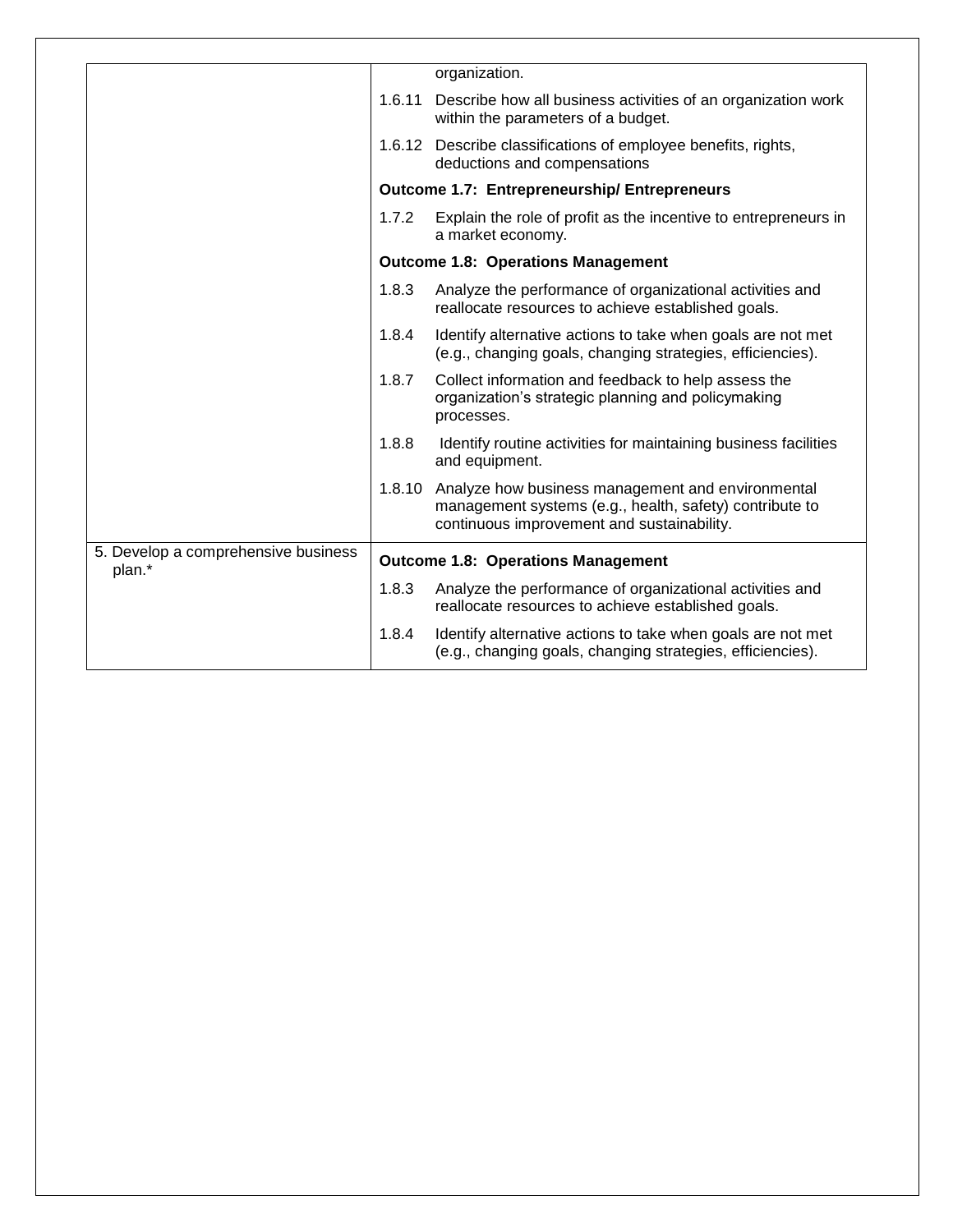| | |
|---|---|
| | organization. |
| | 1.6.11 Describe how all business activities of an organization work within the parameters of a budget. |
| | 1.6.12 Describe classifications of employee benefits, rights, deductions and compensations |
| | **Outcome 1.7: Entrepreneurship/ Entrepreneurs** |
| | 1.7.2 Explain the role of profit as the incentive to entrepreneurs in a market economy. |
| | **Outcome 1.8: Operations Management** |
| | 1.8.3 Analyze the performance of organizational activities and reallocate resources to achieve established goals. |
| | 1.8.4 Identify alternative actions to take when goals are not met (e.g., changing goals, changing strategies, efficiencies). |
| | 1.8.7 Collect information and feedback to help assess the organization's strategic planning and policymaking processes. |
| | 1.8.8 Identify routine activities for maintaining business facilities and equipment. |
| | 1.8.10 Analyze how business management and environmental management systems (e.g., health, safety) contribute to continuous improvement and sustainability. |
| 5. Develop a comprehensive business plan.* | **Outcome 1.8: Operations Management** |
| | 1.8.3 Analyze the performance of organizational activities and reallocate resources to achieve established goals. |
| | 1.8.4 Identify alternative actions to take when goals are not met (e.g., changing goals, changing strategies, efficiencies). |